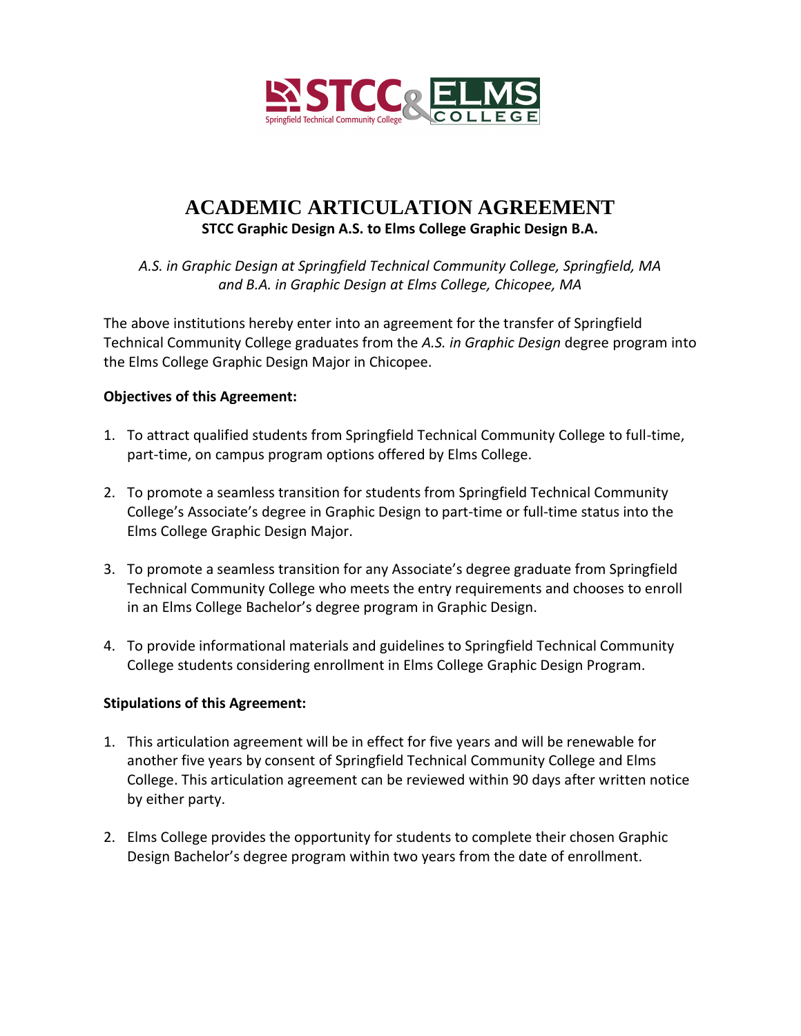# ACADEMIC ARTICULATION AGREEMENT

**STCC Graphic Design A.S. to Elms College Graphic Design B.A.**

*A.S. in Graphic Design at Springfield Technical Community College, Springfield, MA and B.A. in Graphic Design at Elms College, Chicopee, MA*

The above institutions hereby enter into an agreement for the transfer of Springfield Technical Community College graduates from the *A.S. in Graphic Design* degree program into the Elms College Graphic Design Major in Chicopee.

**Objectives of this Agreement:**

1. To attract qualified students from Springfield Technical Community College to full-time, part-time, on campus program options offered by Elms College.
2. To promote a seamless transition for students from Springfield Technical Community College's Associate's degree in Graphic Design to part-time or full-time status into the Elms College Graphic Design Major.
3. To promote a seamless transition for any Associate's degree graduate from Springfield Technical Community College who meets the entry requirements and chooses to enroll in an Elms College Bachelor's degree program in Graphic Design.
4. To provide informational materials and guidelines to Springfield Technical Community College students considering enrollment in Elms College Graphic Design Program.

**Stipulations of this Agreement:**

1. This articulation agreement will be in effect for five years and will be renewable for another five years by consent of Springfield Technical Community College and Elms College. This articulation agreement can be reviewed within 90 days after written notice by either party.
2. Elms College provides the opportunity for students to complete their chosen Graphic Design Bachelor's degree program within two years from the date of enrollment.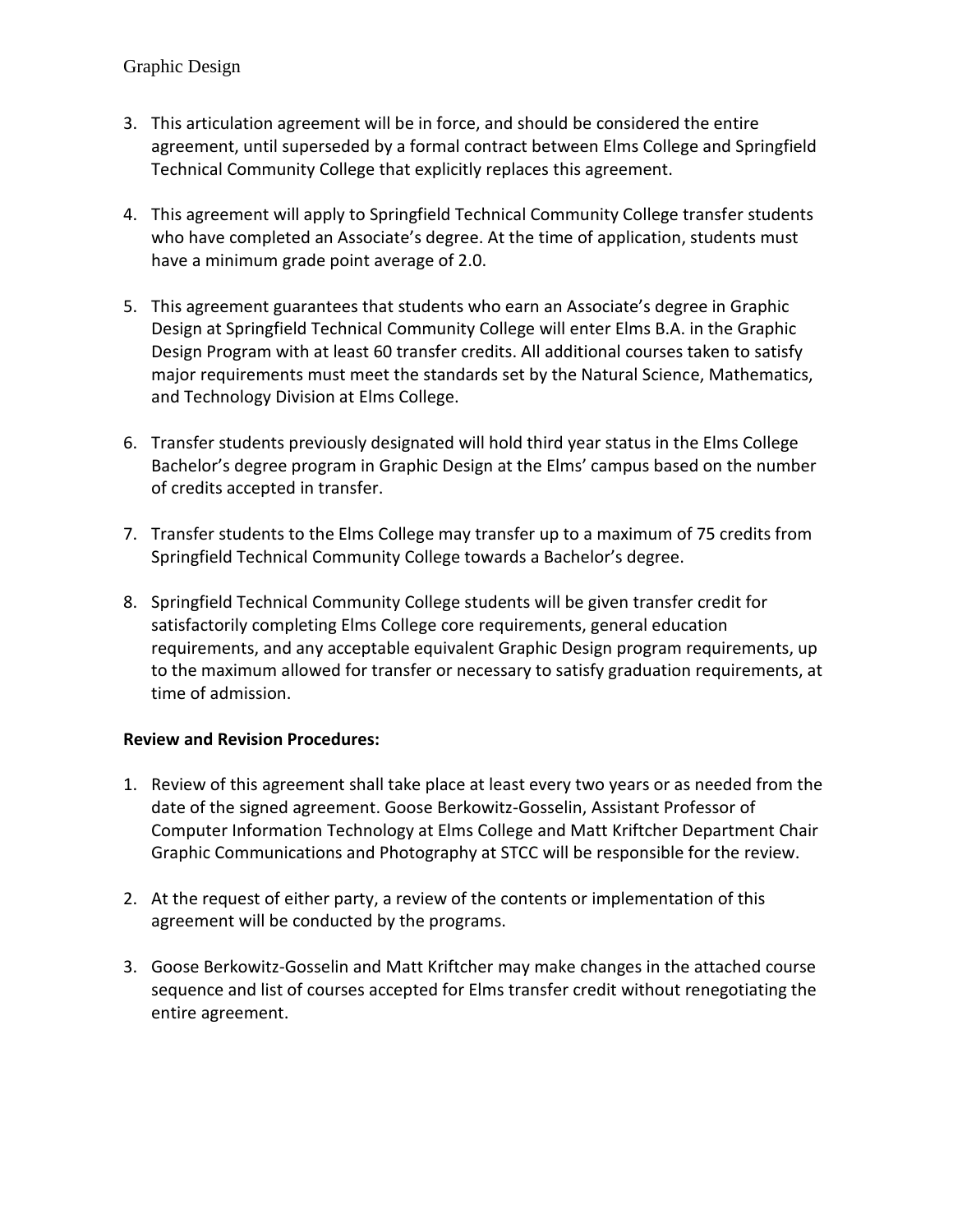3. This articulation agreement will be in force, and should be considered the entire agreement, until superseded by a formal contract between Elms College and Springfield Technical Community College that explicitly replaces this agreement.

4. This agreement will apply to Springfield Technical Community College transfer students who have completed an Associate's degree. At the time of application, students must have a minimum grade point average of 2.0.

5. This agreement guarantees that students who earn an Associate's degree in Graphic Design at Springfield Technical Community College will enter Elms B.A. in the Graphic Design Program with at least 60 transfer credits. All additional courses taken to satisfy major requirements must meet the standards set by the Natural Science, Mathematics, and Technology Division at Elms College.

6. Transfer students previously designated will hold third year status in the Elms College Bachelor's degree program in Graphic Design at the Elms' campus based on the number of credits accepted in transfer.

7. Transfer students to the Elms College may transfer up to a maximum of 75 credits from Springfield Technical Community College towards a Bachelor's degree.

8. Springfield Technical Community College students will be given transfer credit for satisfactorily completing Elms College core requirements, general education requirements, and any acceptable equivalent Graphic Design program requirements, up to the maximum allowed for transfer or necessary to satisfy graduation requirements, at time of admission.

**Review and Revision Procedures:**

1. Review of this agreement shall take place at least every two years or as needed from the date of the signed agreement. Goose Berkowitz-Gosselin, Assistant Professor of Computer Information Technology at Elms College and Matt Kriftcher Department Chair Graphic Communications and Photography at STCC will be responsible for the review.

2. At the request of either party, a review of the contents or implementation of this agreement will be conducted by the programs.

3. Goose Berkowitz-Gosselin and Matt Kriftcher may make changes in the attached course sequence and list of courses accepted for Elms transfer credit without renegotiating the entire agreement.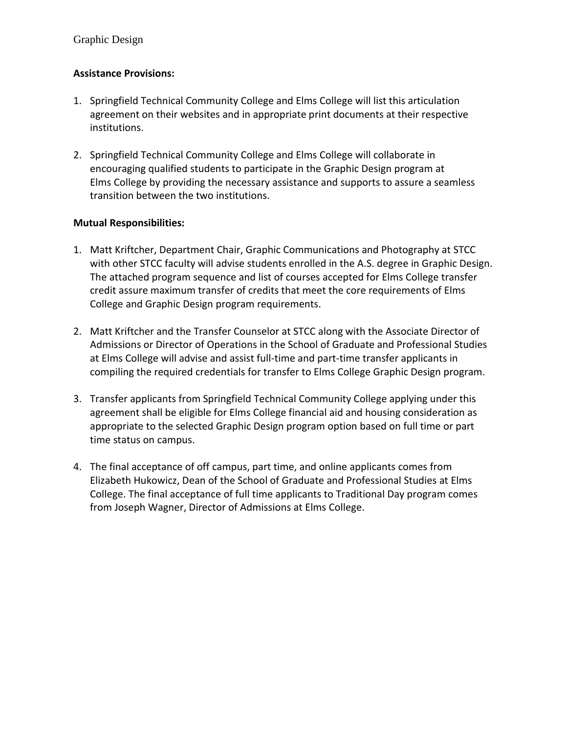**Assistance Provisions:**

1. Springfield Technical Community College and Elms College will list this articulation agreement on their websites and in appropriate print documents at their respective institutions.

2. Springfield Technical Community College and Elms College will collaborate in encouraging qualified students to participate in the Graphic Design program at Elms College by providing the necessary assistance and supports to assure a seamless transition between the two institutions.

**Mutual Responsibilities:**

1. Matt Kriftcher, Department Chair, Graphic Communications and Photography at STCC with other STCC faculty will advise students enrolled in the A.S. degree in Graphic Design. The attached program sequence and list of courses accepted for Elms College transfer credit assure maximum transfer of credits that meet the core requirements of Elms College and Graphic Design program requirements.

2. Matt Kriftcher and the Transfer Counselor at STCC along with the Associate Director of Admissions or Director of Operations in the School of Graduate and Professional Studies at Elms College will advise and assist full-time and part-time transfer applicants in compiling the required credentials for transfer to Elms College Graphic Design program.

3. Transfer applicants from Springfield Technical Community College applying under this agreement shall be eligible for Elms College financial aid and housing consideration as appropriate to the selected Graphic Design program option based on full time or part time status on campus.

4. The final acceptance of off campus, part time, and online applicants comes from Elizabeth Hukowicz, Dean of the School of Graduate and Professional Studies at Elms College. The final acceptance of full time applicants to Traditional Day program comes from Joseph Wagner, Director of Admissions at Elms College.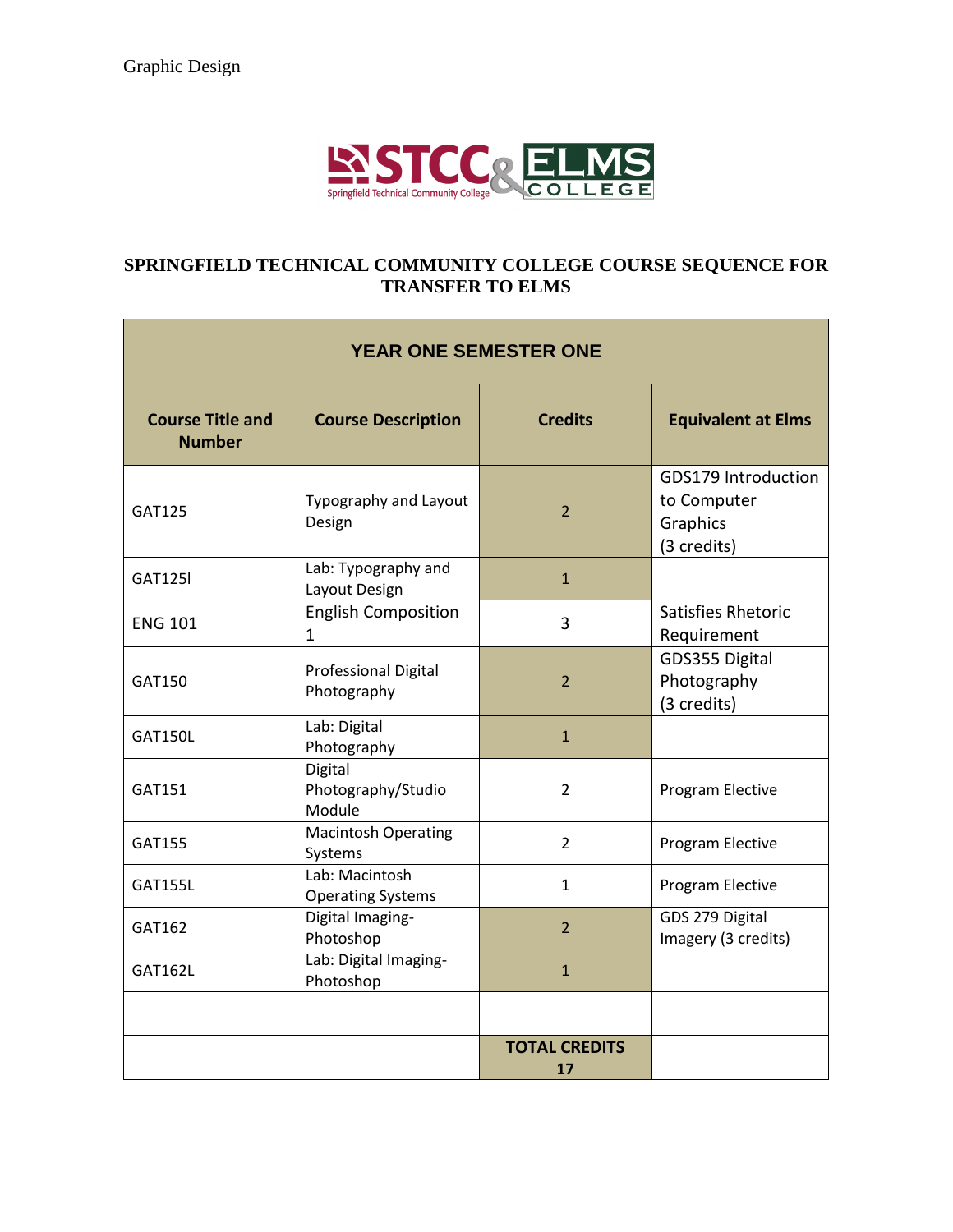## SPRINGFIELD TECHNICAL COMMUNITY COLLEGE COURSE SEQUENCE FOR TRANSFER TO ELMS

| YEAR ONE SEMESTER ONE | | | |
|---|---|---|---|
| **Course Title and Number** | **Course Description** | **Credits** | **Equivalent at Elms** |
| GAT125 | Typography and Layout Design | 2 | GDS179 Introduction to Computer Graphics (3 credits) |
| GAT125l | Lab: Typography and Layout Design | 1 | |
| ENG 101 | English Composition 1 | 3 | Satisfies Rhetoric Requirement |
| GAT150 | Professional Digital Photography | 2 | GDS355 Digital Photography (3 credits) |
| GAT150L | Lab: Digital Photography | 1 | |
| GAT151 | Digital Photography/Studio Module | 2 | Program Elective |
| GAT155 | Macintosh Operating Systems | 2 | Program Elective |
| GAT155L | Lab: Macintosh Operating Systems | 1 | Program Elective |
| GAT162 | Digital Imaging-Photoshop | 2 | GDS 279 Digital Imagery (3 credits) |
| GAT162L | Lab: Digital Imaging-Photoshop | 1 | |
| | | | |
| | | | |
| | | **TOTAL CREDITS 17** | |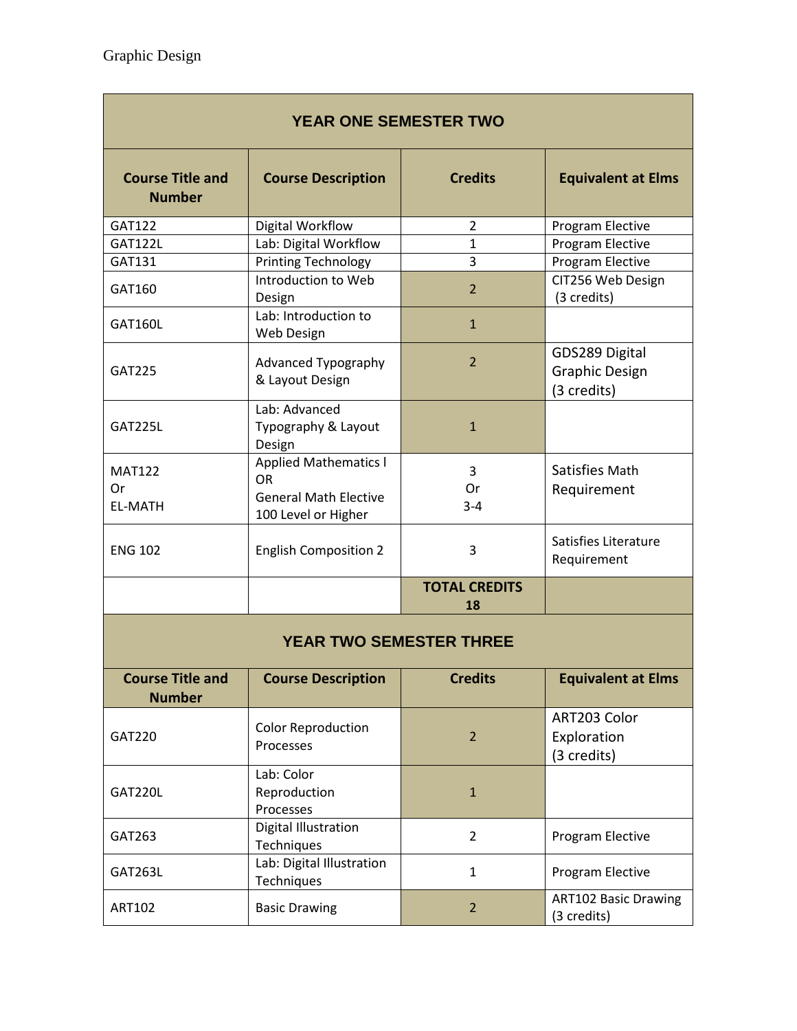Graphic Design

| YEAR ONE SEMESTER TWO | | | |
|---|---|---|---|
| **Course Title and Number** | **Course Description** | **Credits** | **Equivalent at Elms** |
| GAT122 | Digital Workflow | 2 | Program Elective |
| GAT122L | Lab: Digital Workflow | 1 | Program Elective |
| GAT131 | Printing Technology | 3 | Program Elective |
| GAT160 | Introduction to Web Design | 2 | CIT256 Web Design (3 credits) |
| GAT160L | Lab: Introduction to Web Design | 1 | |
| GAT225 | Advanced Typography & Layout Design | 2 | GDS289 Digital Graphic Design (3 credits) |
| GAT225L | Lab: Advanced Typography & Layout Design | 1 | |
| MAT122<br>Or<br>EL-MATH | Applied Mathematics I<br>OR<br>General Math Elective 100 Level or Higher | 3<br>Or<br>3-4 | Satisfies Math Requirement |
| ENG 102 | English Composition 2 | 3 | Satisfies Literature Requirement |
| | | **TOTAL CREDITS 18** | |

| YEAR TWO SEMESTER THREE | | | |
|---|---|---|---|
| **Course Title and Number** | **Course Description** | **Credits** | **Equivalent at Elms** |
| GAT220 | Color Reproduction Processes | 2 | ART203 Color Exploration (3 credits) |
| GAT220L | Lab: Color Reproduction Processes | 1 | |
| GAT263 | Digital Illustration Techniques | 2 | Program Elective |
| GAT263L | Lab: Digital Illustration Techniques | 1 | Program Elective |
| ART102 | Basic Drawing | 2 | ART102 Basic Drawing (3 credits) |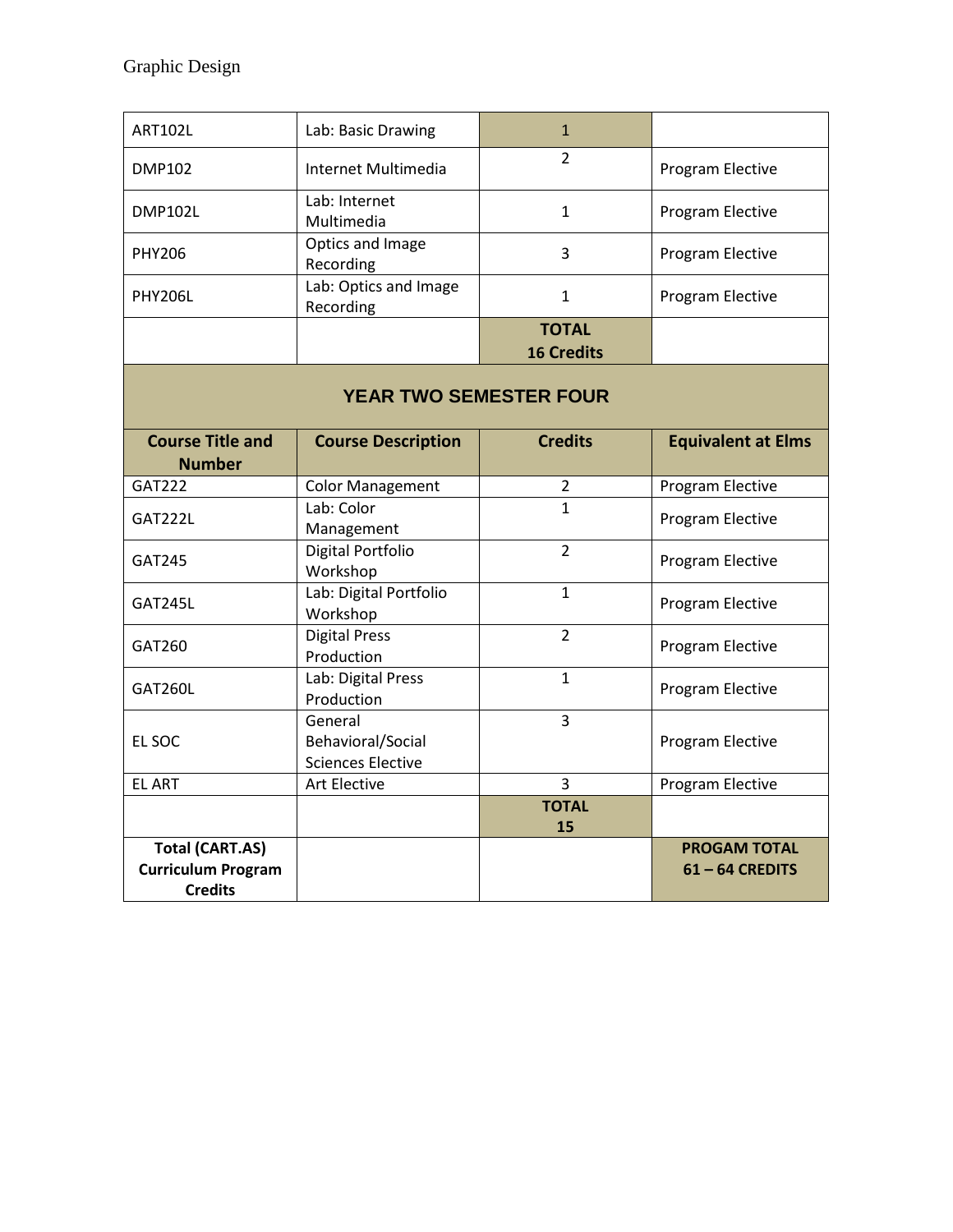| | | | |
|---|---|---|---|
| ART102L | Lab: Basic Drawing | 1 | |
| DMP102 | Internet Multimedia | 2 | Program Elective |
| DMP102L | Lab: Internet Multimedia | 1 | Program Elective |
| PHY206 | Optics and Image Recording | 3 | Program Elective |
| PHY206L | Lab: Optics and Image Recording | 1 | Program Elective |
| | | **TOTAL 16 Credits** | |

## YEAR TWO SEMESTER FOUR

| Course Title and Number | Course Description | Credits | Equivalent at Elms |
|---|---|---|---|
| GAT222 | Color Management | 2 | Program Elective |
| GAT222L | Lab: Color Management | 1 | Program Elective |
| GAT245 | Digital Portfolio Workshop | 2 | Program Elective |
| GAT245L | Lab: Digital Portfolio Workshop | 1 | Program Elective |
| GAT260 | Digital Press Production | 2 | Program Elective |
| GAT260L | Lab: Digital Press Production | 1 | Program Elective |
| EL SOC | General Behavioral/Social Sciences Elective | 3 | Program Elective |
| EL ART | Art Elective | 3 | Program Elective |
| | | **TOTAL 15** | |
| **Total (CART.AS) Curriculum Program Credits** | | | **PROGAM TOTAL 61 – 64 CREDITS** |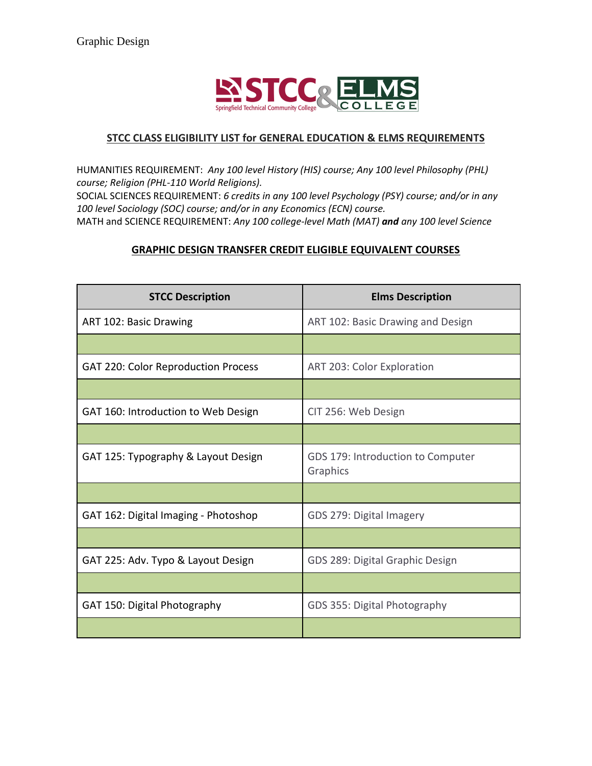Graphic Design

## STCC CLASS ELIGIBILITY LIST for GENERAL EDUCATION & ELMS REQUIREMENTS

HUMANITIES REQUIREMENT: *Any 100 level History (HIS) course; Any 100 level Philosophy (PHL) course; Religion (PHL-110 World Religions).*
SOCIAL SCIENCES REQUIREMENT: *6 credits in any 100 level Psychology (PSY) course; and/or in any 100 level Sociology (SOC) course; and/or in any Economics (ECN) course.*
MATH and SCIENCE REQUIREMENT: *Any 100 college-level Math (MAT)* ***and*** *any 100 level Science*

## GRAPHIC DESIGN TRANSFER CREDIT ELIGIBLE EQUIVALENT COURSES

| STCC Description | Elms Description |
|---|---|
| ART 102: Basic Drawing | ART 102: Basic Drawing and Design |
| | |
| GAT 220: Color Reproduction Process | ART 203: Color Exploration |
| | |
| GAT 160: Introduction to Web Design | CIT 256: Web Design |
| | |
| GAT 125: Typography & Layout Design | GDS 179: Introduction to Computer Graphics |
| | |
| GAT 162: Digital Imaging - Photoshop | GDS 279: Digital Imagery |
| | |
| GAT 225: Adv. Typo & Layout Design | GDS 289: Digital Graphic Design |
| | |
| GAT 150: Digital Photography | GDS 355: Digital Photography |
| | |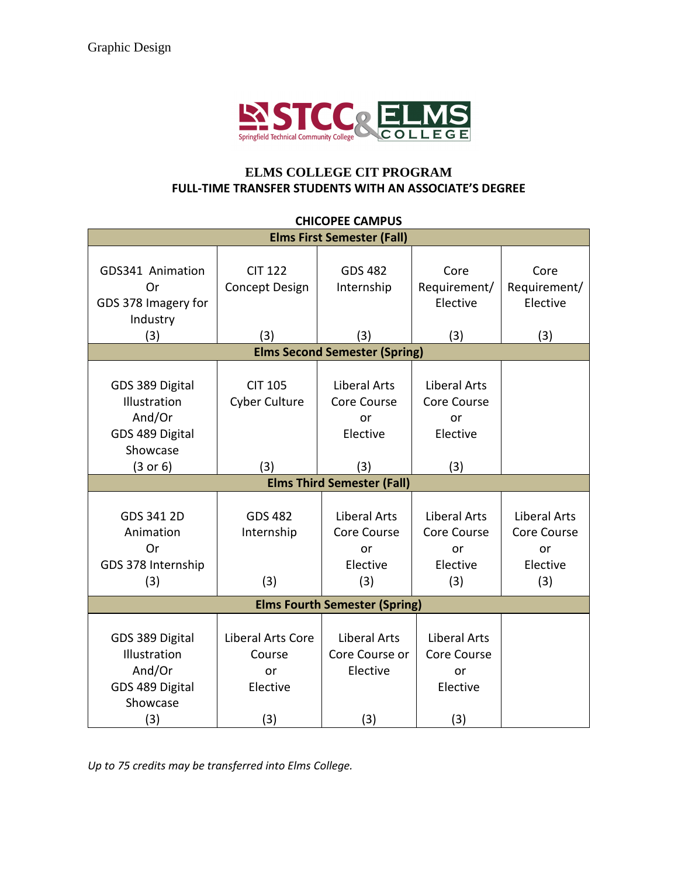Graphic Design

**ELMS COLLEGE CIT PROGRAM**
**FULL-TIME TRANSFER STUDENTS WITH AN ASSOCIATE'S DEGREE**

**CHICOPEE CAMPUS**

| | | | | |
|---|---|---|---|---|
| **Elms First Semester (Fall)** | | | | |
| GDS341 Animation Or GDS 378 Imagery for Industry (3) | CIT 122 Concept Design (3) | GDS 482 Internship (3) | Core Requirement/ Elective (3) | Core Requirement/ Elective (3) |
| **Elms Second Semester (Spring)** | | | | |
| GDS 389 Digital Illustration And/Or GDS 489 Digital Showcase (3 or 6) | CIT 105 Cyber Culture (3) | Liberal Arts Core Course or Elective (3) | Liberal Arts Core Course or Elective (3) | |
| **Elms Third Semester (Fall)** | | | | |
| GDS 341 2D Animation Or GDS 378 Internship (3) | GDS 482 Internship (3) | Liberal Arts Core Course or Elective (3) | Liberal Arts Core Course or Elective (3) | Liberal Arts Core Course or Elective (3) |
| **Elms Fourth Semester (Spring)** | | | | |
| GDS 389 Digital Illustration And/Or GDS 489 Digital Showcase (3) | Liberal Arts Core Course or Elective (3) | Liberal Arts Core Course or Elective (3) | Liberal Arts Core Course or Elective (3) | |

*Up to 75 credits may be transferred into Elms College.*